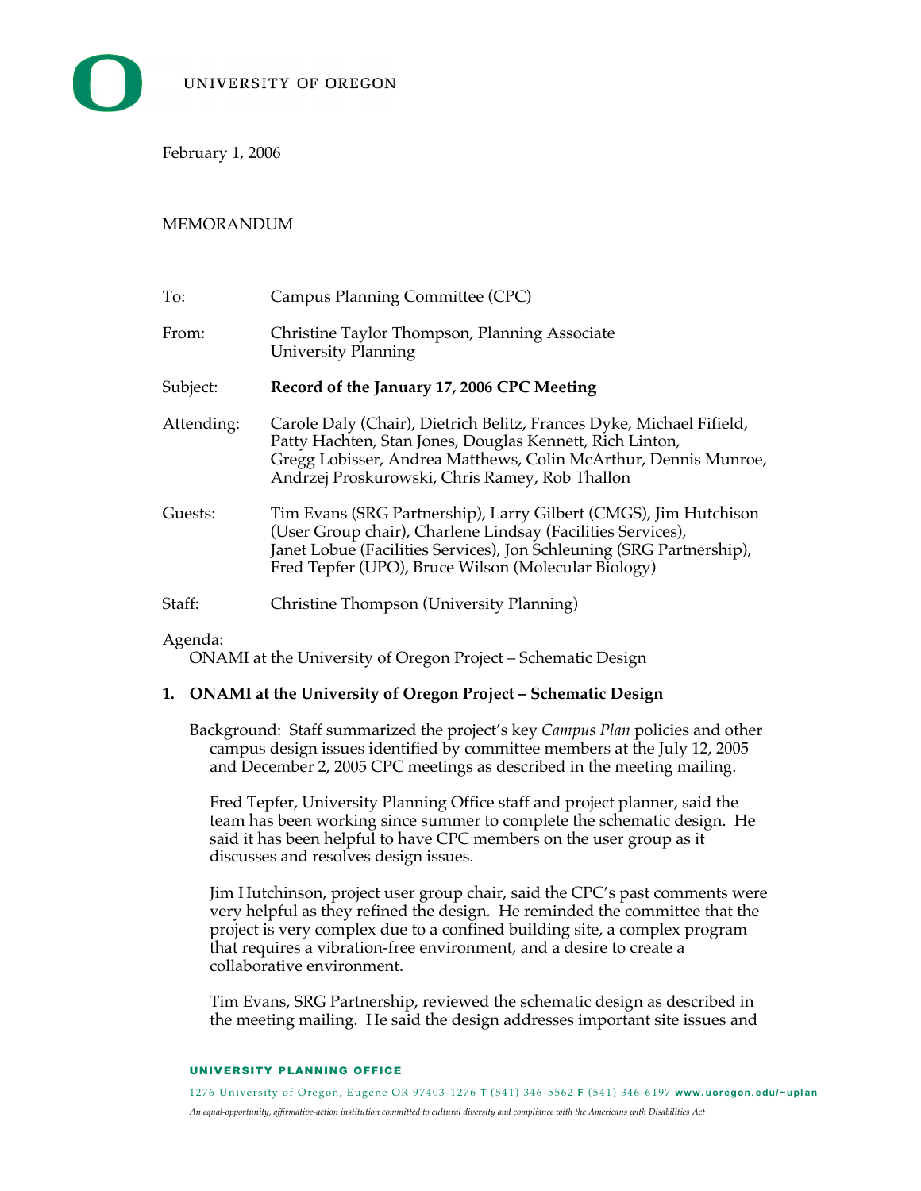UNIVERSITY OF OREGON

February 1, 2006

MEMORANDUM

To: Campus Planning Committee (CPC)

From: Christine Taylor Thompson, Planning Associate
University Planning

Subject: **Record of the January 17, 2006 CPC Meeting**

Attending: Carole Daly (Chair), Dietrich Belitz, Frances Dyke, Michael Fifield, Patty Hachten, Stan Jones, Douglas Kennett, Rich Linton, Gregg Lobisser, Andrea Matthews, Colin McArthur, Dennis Munroe, Andrzej Proskurowski, Chris Ramey, Rob Thallon

Guests: Tim Evans (SRG Partnership), Larry Gilbert (CMGS), Jim Hutchison (User Group chair), Charlene Lindsay (Facilities Services), Janet Lobue (Facilities Services), Jon Schleuning (SRG Partnership), Fred Tepfer (UPO), Bruce Wilson (Molecular Biology)

Staff: Christine Thompson (University Planning)

Agenda:
ONAMI at the University of Oregon Project – Schematic Design

## 1. ONAMI at the University of Oregon Project – Schematic Design

Background: Staff summarized the project's key *Campus Plan* policies and other campus design issues identified by committee members at the July 12, 2005 and December 2, 2005 CPC meetings as described in the meeting mailing.

Fred Tepfer, University Planning Office staff and project planner, said the team has been working since summer to complete the schematic design. He said it has been helpful to have CPC members on the user group as it discusses and resolves design issues.

Jim Hutchinson, project user group chair, said the CPC's past comments were very helpful as they refined the design. He reminded the committee that the project is very complex due to a confined building site, a complex program that requires a vibration-free environment, and a desire to create a collaborative environment.

Tim Evans, SRG Partnership, reviewed the schematic design as described in the meeting mailing. He said the design addresses important site issues and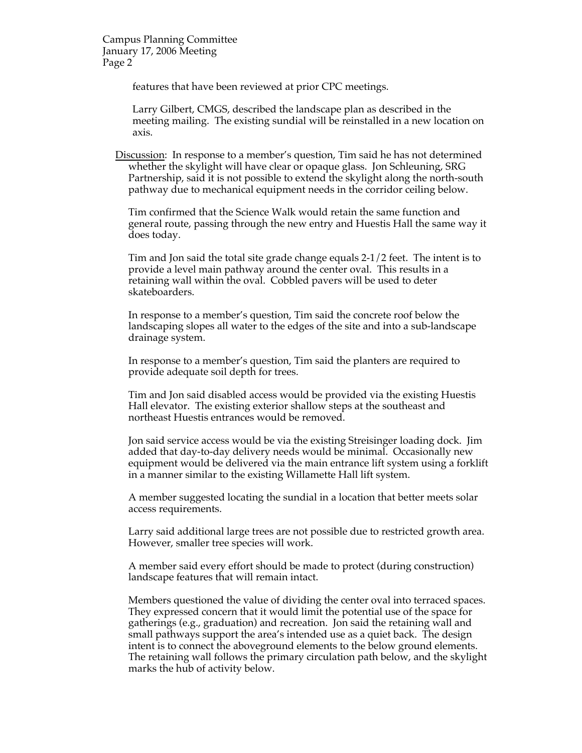features that have been reviewed at prior CPC meetings.

Larry Gilbert, CMGS, described the landscape plan as described in the meeting mailing. The existing sundial will be reinstalled in a new location on axis.

Discussion: In response to a member's question, Tim said he has not determined whether the skylight will have clear or opaque glass. Jon Schleuning, SRG Partnership, said it is not possible to extend the skylight along the north-south pathway due to mechanical equipment needs in the corridor ceiling below.

Tim confirmed that the Science Walk would retain the same function and general route, passing through the new entry and Huestis Hall the same way it does today.

Tim and Jon said the total site grade change equals 2-1/2 feet. The intent is to provide a level main pathway around the center oval. This results in a retaining wall within the oval. Cobbled pavers will be used to deter skateboarders.

In response to a member's question, Tim said the concrete roof below the landscaping slopes all water to the edges of the site and into a sub-landscape drainage system.

In response to a member's question, Tim said the planters are required to provide adequate soil depth for trees.

Tim and Jon said disabled access would be provided via the existing Huestis Hall elevator. The existing exterior shallow steps at the southeast and northeast Huestis entrances would be removed.

Jon said service access would be via the existing Streisinger loading dock. Jim added that day-to-day delivery needs would be minimal. Occasionally new equipment would be delivered via the main entrance lift system using a forklift in a manner similar to the existing Willamette Hall lift system.

A member suggested locating the sundial in a location that better meets solar access requirements.

Larry said additional large trees are not possible due to restricted growth area. However, smaller tree species will work.

A member said every effort should be made to protect (during construction) landscape features that will remain intact.

Members questioned the value of dividing the center oval into terraced spaces. They expressed concern that it would limit the potential use of the space for gatherings (e.g., graduation) and recreation. Jon said the retaining wall and small pathways support the area's intended use as a quiet back. The design intent is to connect the aboveground elements to the below ground elements. The retaining wall follows the primary circulation path below, and the skylight marks the hub of activity below.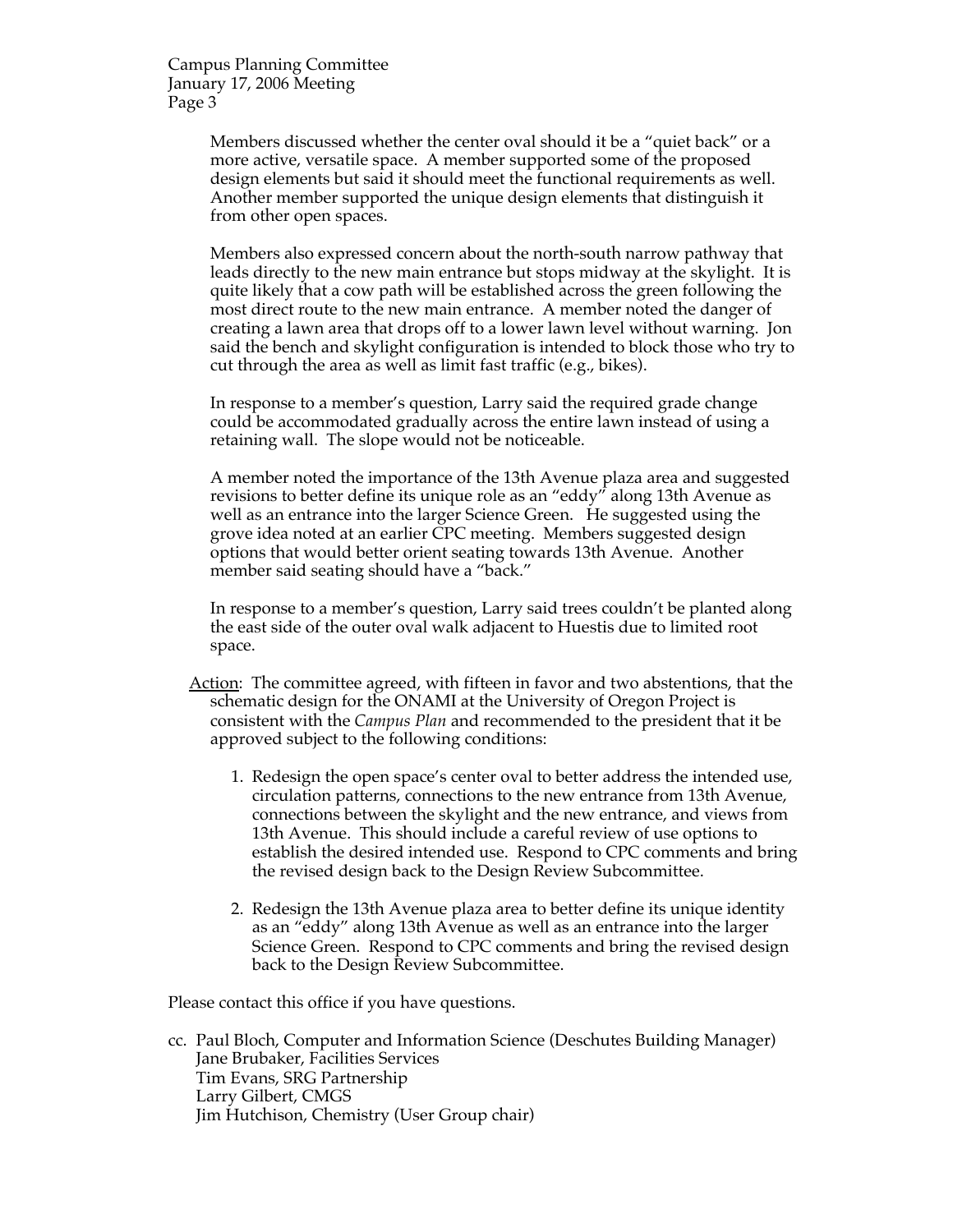Members discussed whether the center oval should it be a "quiet back" or a more active, versatile space. A member supported some of the proposed design elements but said it should meet the functional requirements as well. Another member supported the unique design elements that distinguish it from other open spaces.

Members also expressed concern about the north-south narrow pathway that leads directly to the new main entrance but stops midway at the skylight. It is quite likely that a cow path will be established across the green following the most direct route to the new main entrance. A member noted the danger of creating a lawn area that drops off to a lower lawn level without warning. Jon said the bench and skylight configuration is intended to block those who try to cut through the area as well as limit fast traffic (e.g., bikes).

In response to a member's question, Larry said the required grade change could be accommodated gradually across the entire lawn instead of using a retaining wall. The slope would not be noticeable.

A member noted the importance of the 13th Avenue plaza area and suggested revisions to better define its unique role as an "eddy" along 13th Avenue as well as an entrance into the larger Science Green. He suggested using the grove idea noted at an earlier CPC meeting. Members suggested design options that would better orient seating towards 13th Avenue. Another member said seating should have a "back."

In response to a member's question, Larry said trees couldn't be planted along the east side of the outer oval walk adjacent to Huestis due to limited root space.

Action: The committee agreed, with fifteen in favor and two abstentions, that the schematic design for the ONAMI at the University of Oregon Project is consistent with the *Campus Plan* and recommended to the president that it be approved subject to the following conditions:

1. Redesign the open space's center oval to better address the intended use, circulation patterns, connections to the new entrance from 13th Avenue, connections between the skylight and the new entrance, and views from 13th Avenue. This should include a careful review of use options to establish the desired intended use. Respond to CPC comments and bring the revised design back to the Design Review Subcommittee.

2. Redesign the 13th Avenue plaza area to better define its unique identity as an "eddy" along 13th Avenue as well as an entrance into the larger Science Green. Respond to CPC comments and bring the revised design back to the Design Review Subcommittee.

Please contact this office if you have questions.

cc. Paul Bloch, Computer and Information Science (Deschutes Building Manager)
Jane Brubaker, Facilities Services
Tim Evans, SRG Partnership
Larry Gilbert, CMGS
Jim Hutchison, Chemistry (User Group chair)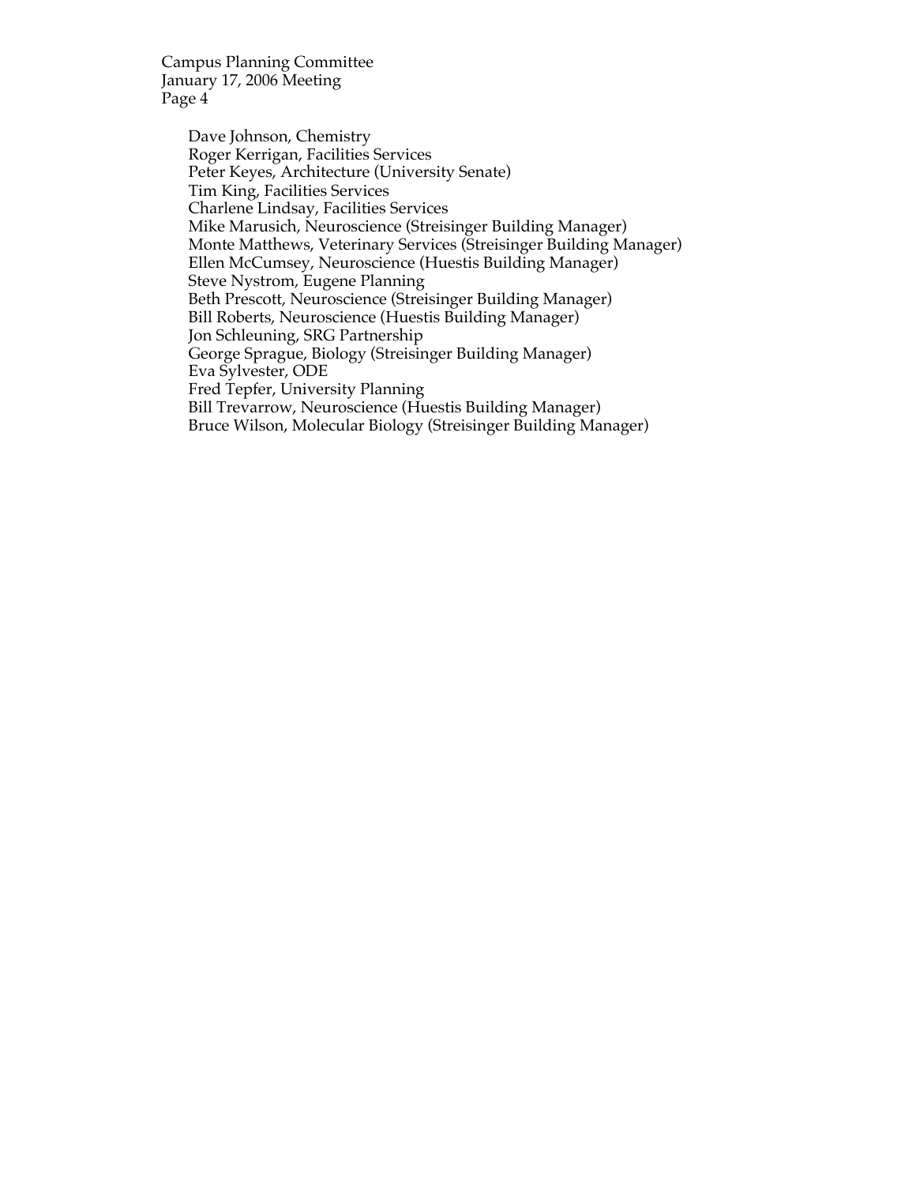Dave Johnson, Chemistry
Roger Kerrigan, Facilities Services
Peter Keyes, Architecture (University Senate)
Tim King, Facilities Services
Charlene Lindsay, Facilities Services
Mike Marusich, Neuroscience (Streisinger Building Manager)
Monte Matthews, Veterinary Services (Streisinger Building Manager)
Ellen McCumsey, Neuroscience (Huestis Building Manager)
Steve Nystrom, Eugene Planning
Beth Prescott, Neuroscience (Streisinger Building Manager)
Bill Roberts, Neuroscience (Huestis Building Manager)
Jon Schleuning, SRG Partnership
George Sprague, Biology (Streisinger Building Manager)
Eva Sylvester, ODE
Fred Tepfer, University Planning
Bill Trevarrow, Neuroscience (Huestis Building Manager)
Bruce Wilson, Molecular Biology (Streisinger Building Manager)